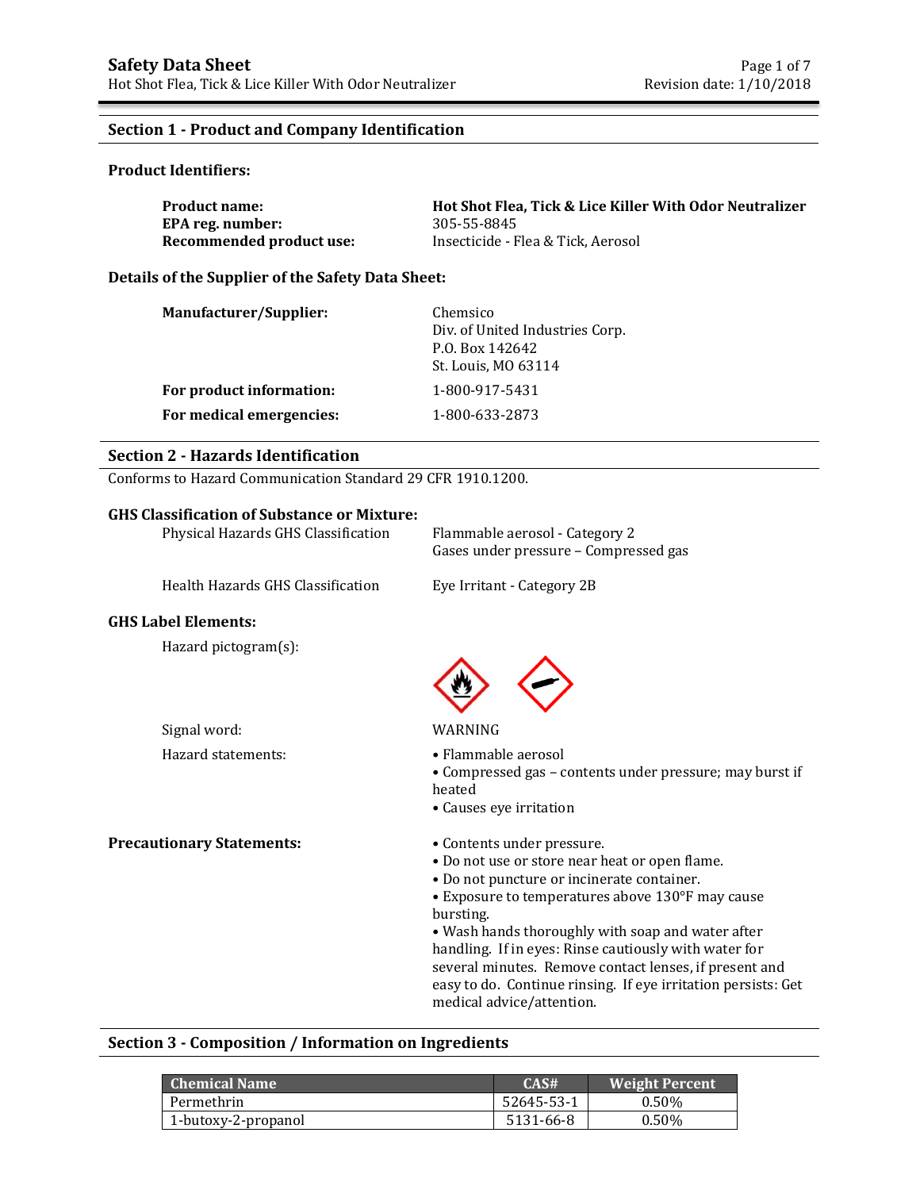# Safety Data Sheet

Hot Shot Flea, Tick & Lice Killer With Odor Neutralizer

Revision date: 1/10/2018

## Section 1 - Product and Company Identification

### Product Identifiers:

**Product name:** **Hot Shot Flea, Tick & Lice Killer With Odor Neutralizer**
**EPA reg. number:** 305-55-8845
**Recommended product use:** Insecticide - Flea & Tick, Aerosol

### Details of the Supplier of the Safety Data Sheet:

**Manufacturer/Supplier:** Chemsico
Div. of United Industries Corp.
P.O. Box 142642
St. Louis, MO 63114

**For product information:** 1-800-917-5431

**For medical emergencies:** 1-800-633-2873

## Section 2 - Hazards Identification

Conforms to Hazard Communication Standard 29 CFR 1910.1200.

### GHS Classification of Substance or Mixture:

Physical Hazards GHS Classification: Flammable aerosol - Category 2
Gases under pressure – Compressed gas

Health Hazards GHS Classification: Eye Irritant - Category 2B

### GHS Label Elements:

Hazard pictogram(s):

Signal word: WARNING

Hazard statements:

- Flammable aerosol
- Compressed gas – contents under pressure; may burst if heated
- Causes eye irritation

**Precautionary Statements:**

- Contents under pressure.
- Do not use or store near heat or open flame.
- Do not puncture or incinerate container.
- Exposure to temperatures above 130°F may cause bursting.
- Wash hands thoroughly with soap and water after handling. If in eyes: Rinse cautiously with water for several minutes. Remove contact lenses, if present and easy to do. Continue rinsing. If eye irritation persists: Get medical advice/attention.

## Section 3 - Composition / Information on Ingredients

| Chemical Name | CAS# | Weight Percent |
|---|---|---|
| Permethrin | 52645-53-1 | 0.50% |
| 1-butoxy-2-propanol | 5131-66-8 | 0.50% |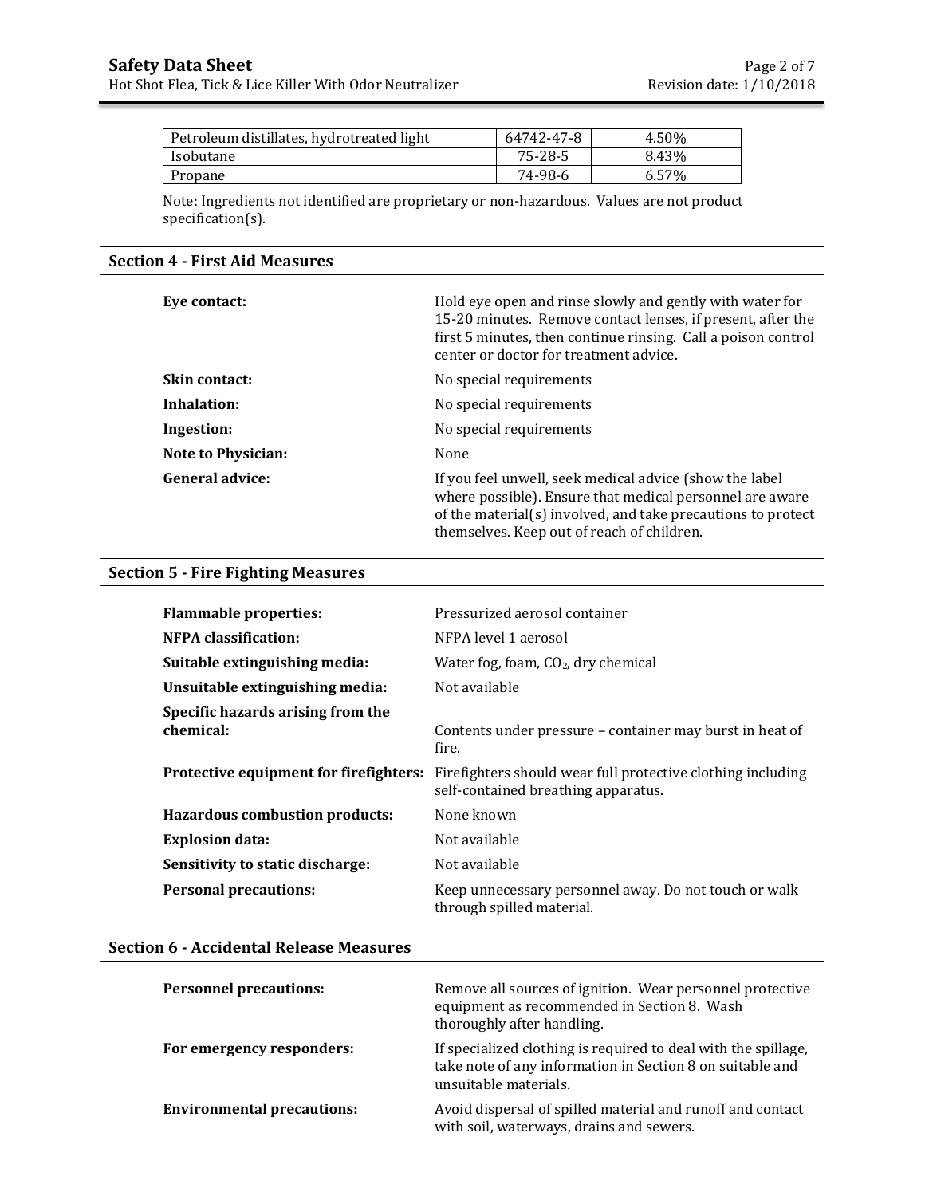| Petroleum distillates, hydrotreated light | 64742-47-8 | 4.50% |
|---|---|---|
| Isobutane | 75-28-5 | 8.43% |
| Propane | 74-98-6 | 6.57% |

Note: Ingredients not identified are proprietary or non-hazardous. Values are not product specification(s).

## Section 4 - First Aid Measures

**Eye contact:** Hold eye open and rinse slowly and gently with water for 15-20 minutes. Remove contact lenses, if present, after the first 5 minutes, then continue rinsing. Call a poison control center or doctor for treatment advice.

**Skin contact:** No special requirements

**Inhalation:** No special requirements

**Ingestion:** No special requirements

**Note to Physician:** None

**General advice:** If you feel unwell, seek medical advice (show the label where possible). Ensure that medical personnel are aware of the material(s) involved, and take precautions to protect themselves. Keep out of reach of children.

## Section 5 - Fire Fighting Measures

**Flammable properties:** Pressurized aerosol container

**NFPA classification:** NFPA level 1 aerosol

**Suitable extinguishing media:** Water fog, foam, $CO_2$, dry chemical

**Unsuitable extinguishing media:** Not available

**Specific hazards arising from the chemical:** Contents under pressure – container may burst in heat of fire.

**Protective equipment for firefighters:** Firefighters should wear full protective clothing including self-contained breathing apparatus.

**Hazardous combustion products:** None known

**Explosion data:** Not available

**Sensitivity to static discharge:** Not available

**Personal precautions:** Keep unnecessary personnel away. Do not touch or walk through spilled material.

## Section 6 - Accidental Release Measures

**Personnel precautions:** Remove all sources of ignition. Wear personnel protective equipment as recommended in Section 8. Wash thoroughly after handling.

**For emergency responders:** If specialized clothing is required to deal with the spillage, take note of any information in Section 8 on suitable and unsuitable materials.

**Environmental precautions:** Avoid dispersal of spilled material and runoff and contact with soil, waterways, drains and sewers.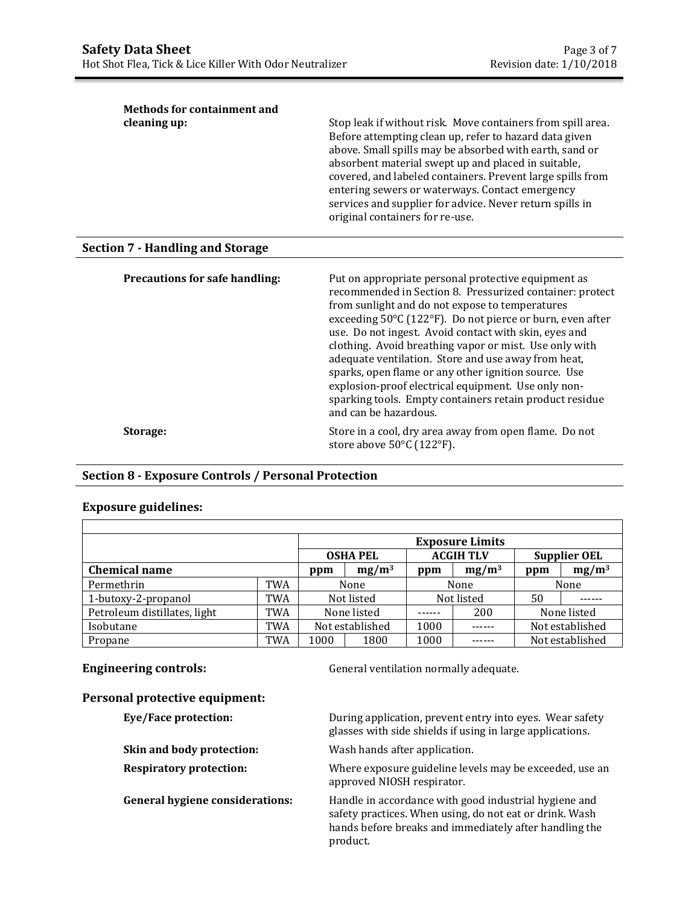**Methods for containment and cleaning up:** Stop leak if without risk. Move containers from spill area. Before attempting clean up, refer to hazard data given above. Small spills may be absorbed with earth, sand or absorbent material swept up and placed in suitable, covered, and labeled containers. Prevent large spills from entering sewers or waterways. Contact emergency services and supplier for advice. Never return spills in original containers for re-use.

## Section 7 - Handling and Storage

**Precautions for safe handling:** Put on appropriate personal protective equipment as recommended in Section 8. Pressurized container: protect from sunlight and do not expose to temperatures exceeding 50°C (122°F). Do not pierce or burn, even after use. Do not ingest. Avoid contact with skin, eyes and clothing. Avoid breathing vapor or mist. Use only with adequate ventilation. Store and use away from heat, sparks, open flame or any other ignition source. Use explosion-proof electrical equipment. Use only non-sparking tools. Empty containers retain product residue and can be hazardous.

**Storage:** Store in a cool, dry area away from open flame. Do not store above 50°C (122°F).

## Section 8 - Exposure Controls / Personal Protection

### Exposure guidelines:

| | | Exposure Limits | | | | | |
|---|---|---|---|---|---|---|---|
| | | OSHA PEL | | ACGIH TLV | | Supplier OEL | |
| **Chemical name** | | ppm | $mg/m^3$ | ppm | $mg/m^3$ | ppm | $mg/m^3$ |
| Permethrin | TWA | None | | None | | None | |
| 1-butoxy-2-propanol | TWA | Not listed | | Not listed | | 50 | ------ |
| Petroleum distillates, light | TWA | None listed | | ------ | 200 | None listed | |
| Isobutane | TWA | Not established | | 1000 | ------ | Not established | |
| Propane | TWA | 1000 | 1800 | 1000 | ------ | Not established | |

**Engineering controls:** General ventilation normally adequate.

### Personal protective equipment:

**Eye/Face protection:** During application, prevent entry into eyes. Wear safety glasses with side shields if using in large applications.

**Skin and body protection:** Wash hands after application.

**Respiratory protection:** Where exposure guideline levels may be exceeded, use an approved NIOSH respirator.

**General hygiene considerations:** Handle in accordance with good industrial hygiene and safety practices. When using, do not eat or drink. Wash hands before breaks and immediately after handling the product.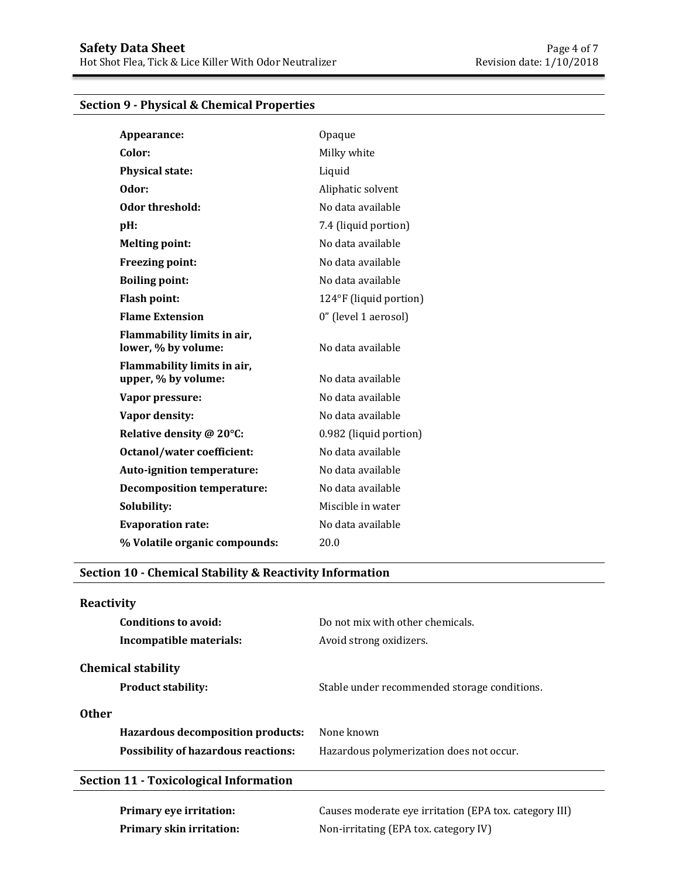## Section 9 - Physical & Chemical Properties

| | |
|---|---|
| **Appearance:** | Opaque |
| **Color:** | Milky white |
| **Physical state:** | Liquid |
| **Odor:** | Aliphatic solvent |
| **Odor threshold:** | No data available |
| **pH:** | 7.4 (liquid portion) |
| **Melting point:** | No data available |
| **Freezing point:** | No data available |
| **Boiling point:** | No data available |
| **Flash point:** | 124°F (liquid portion) |
| **Flame Extension** | 0" (level 1 aerosol) |
| **Flammability limits in air, lower, % by volume:** | No data available |
| **Flammability limits in air, upper, % by volume:** | No data available |
| **Vapor pressure:** | No data available |
| **Vapor density:** | No data available |
| **Relative density @ 20°C:** | 0.982 (liquid portion) |
| **Octanol/water coefficient:** | No data available |
| **Auto-ignition temperature:** | No data available |
| **Decomposition temperature:** | No data available |
| **Solubility:** | Miscible in water |
| **Evaporation rate:** | No data available |
| **% Volatile organic compounds:** | 20.0 |

## Section 10 - Chemical Stability & Reactivity Information

### Reactivity

| | |
|---|---|
| **Conditions to avoid:** | Do not mix with other chemicals. |
| **Incompatible materials:** | Avoid strong oxidizers. |

### Chemical stability

| | |
|---|---|
| **Product stability:** | Stable under recommended storage conditions. |

### Other

| | |
|---|---|
| **Hazardous decomposition products:** | None known |
| **Possibility of hazardous reactions:** | Hazardous polymerization does not occur. |

## Section 11 - Toxicological Information

| | |
|---|---|
| **Primary eye irritation:** | Causes moderate eye irritation (EPA tox. category III) |
| **Primary skin irritation:** | Non-irritating (EPA tox. category IV) |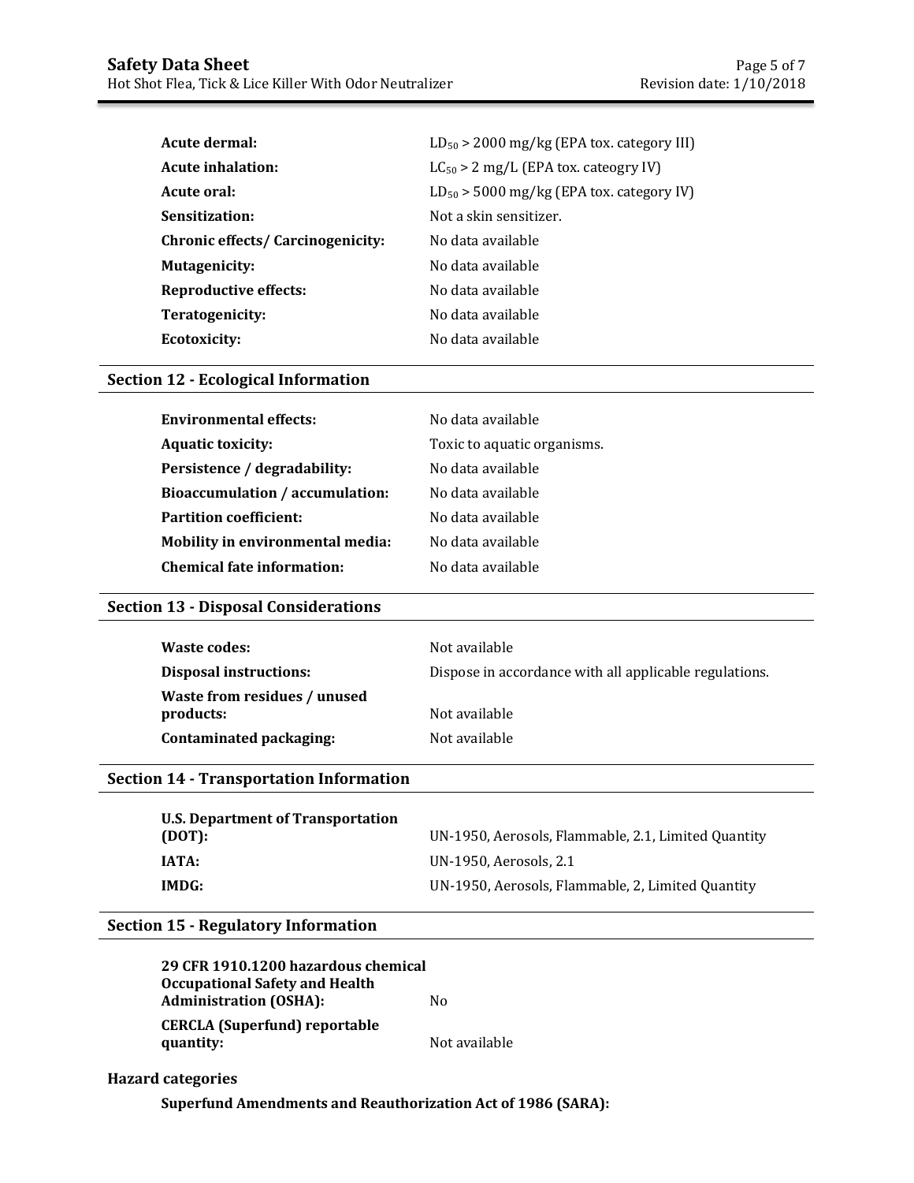| | |
|---|---|
| **Acute dermal:** | $LD_{50}$ > 2000 mg/kg (EPA tox. category III) |
| **Acute inhalation:** | $LC_{50}$ > 2 mg/L (EPA tox. cateogry IV) |
| **Acute oral:** | $LD_{50}$ > 5000 mg/kg (EPA tox. category IV) |
| **Sensitization:** | Not a skin sensitizer. |
| **Chronic effects/ Carcinogenicity:** | No data available |
| **Mutagenicity:** | No data available |
| **Reproductive effects:** | No data available |
| **Teratogenicity:** | No data available |
| **Ecotoxicity:** | No data available |

## Section 12 - Ecological Information

| | |
|---|---|
| **Environmental effects:** | No data available |
| **Aquatic toxicity:** | Toxic to aquatic organisms. |
| **Persistence / degradability:** | No data available |
| **Bioaccumulation / accumulation:** | No data available |
| **Partition coefficient:** | No data available |
| **Mobility in environmental media:** | No data available |
| **Chemical fate information:** | No data available |

## Section 13 - Disposal Considerations

| | |
|---|---|
| **Waste codes:** | Not available |
| **Disposal instructions:** | Dispose in accordance with all applicable regulations. |
| **Waste from residues / unused products:** | Not available |
| **Contaminated packaging:** | Not available |

## Section 14 - Transportation Information

| | |
|---|---|
| **U.S. Department of Transportation (DOT):** | UN-1950, Aerosols, Flammable, 2.1, Limited Quantity |
| **IATA:** | UN-1950, Aerosols, 2.1 |
| **IMDG:** | UN-1950, Aerosols, Flammable, 2, Limited Quantity |

## Section 15 - Regulatory Information

| | |
|---|---|
| **29 CFR 1910.1200 hazardous chemical Occupational Safety and Health Administration (OSHA):** | No |
| **CERCLA (Superfund) reportable quantity:** | Not available |

**Hazard categories**

**Superfund Amendments and Reauthorization Act of 1986 (SARA):**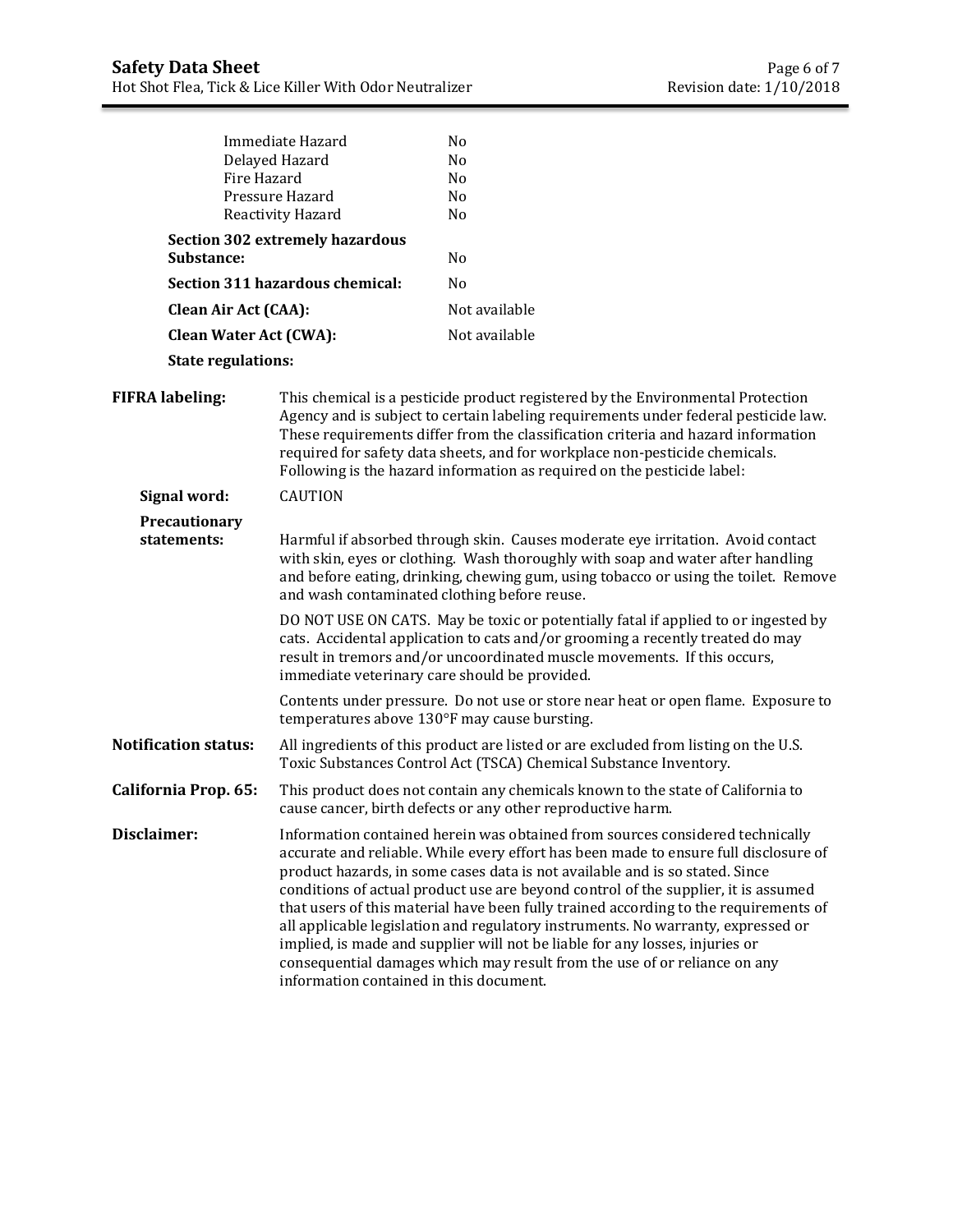| | |
|---|---|
| Immediate Hazard | No |
| Delayed Hazard | No |
| Fire Hazard | No |
| Pressure Hazard | No |
| Reactivity Hazard | No |

**Section 302 extremely hazardous Substance:** No

**Section 311 hazardous chemical:** No

**Clean Air Act (CAA):** Not available

**Clean Water Act (CWA):** Not available

**State regulations:**

**FIFRA labeling:** This chemical is a pesticide product registered by the Environmental Protection Agency and is subject to certain labeling requirements under federal pesticide law. These requirements differ from the classification criteria and hazard information required for safety data sheets, and for workplace non-pesticide chemicals. Following is the hazard information as required on the pesticide label:

**Signal word:** CAUTION

**Precautionary statements:** Harmful if absorbed through skin. Causes moderate eye irritation. Avoid contact with skin, eyes or clothing. Wash thoroughly with soap and water after handling and before eating, drinking, chewing gum, using tobacco or using the toilet. Remove and wash contaminated clothing before reuse.

DO NOT USE ON CATS. May be toxic or potentially fatal if applied to or ingested by cats. Accidental application to cats and/or grooming a recently treated do may result in tremors and/or uncoordinated muscle movements. If this occurs, immediate veterinary care should be provided.

Contents under pressure. Do not use or store near heat or open flame. Exposure to temperatures above 130°F may cause bursting.

**Notification status:** All ingredients of this product are listed or are excluded from listing on the U.S. Toxic Substances Control Act (TSCA) Chemical Substance Inventory.

**California Prop. 65:** This product does not contain any chemicals known to the state of California to cause cancer, birth defects or any other reproductive harm.

**Disclaimer:** Information contained herein was obtained from sources considered technically accurate and reliable. While every effort has been made to ensure full disclosure of product hazards, in some cases data is not available and is so stated. Since conditions of actual product use are beyond control of the supplier, it is assumed that users of this material have been fully trained according to the requirements of all applicable legislation and regulatory instruments. No warranty, expressed or implied, is made and supplier will not be liable for any losses, injuries or consequential damages which may result from the use of or reliance on any information contained in this document.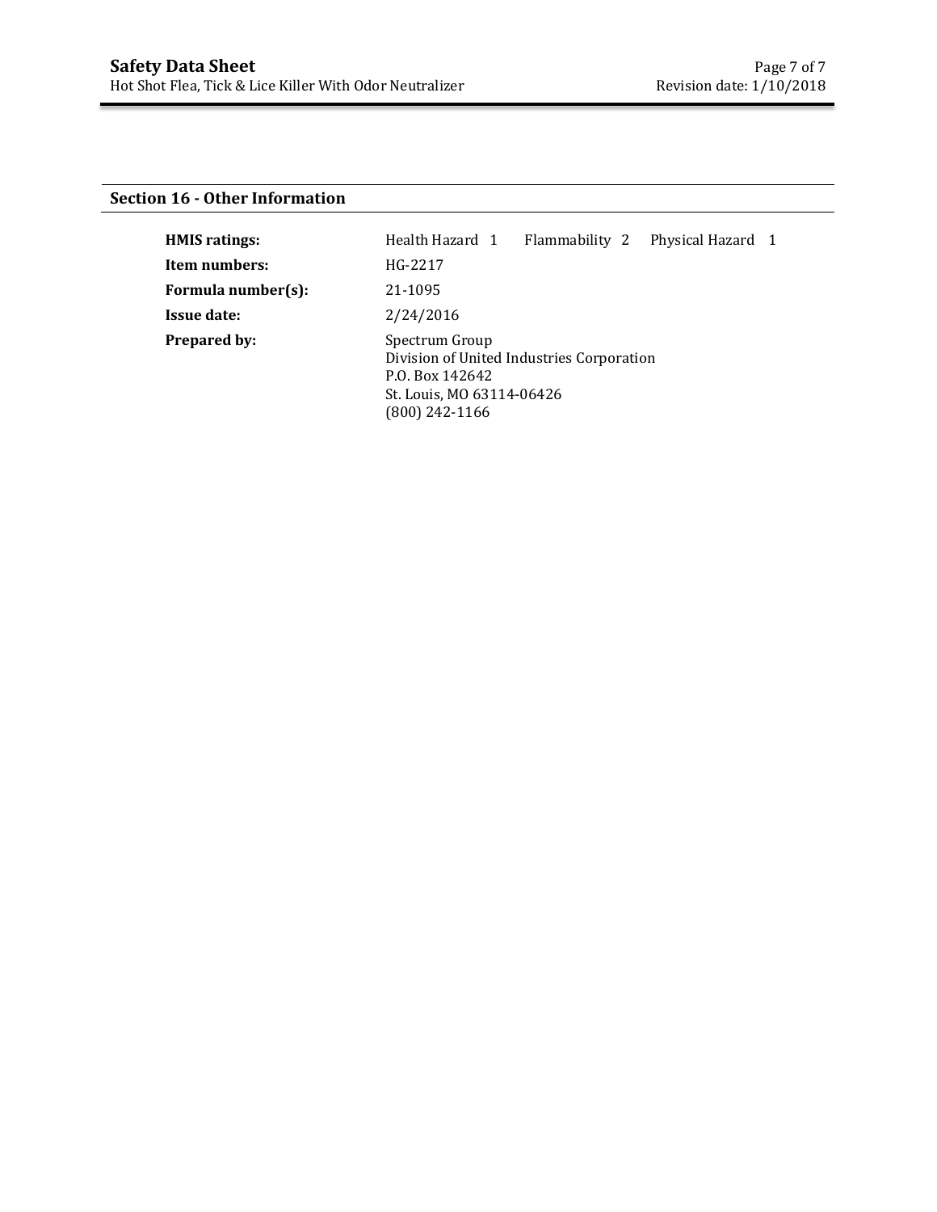## Section 16 - Other Information

| | |
|---|---|
| **HMIS ratings:** | Health Hazard 1 Flammability 2 Physical Hazard 1 |
| **Item numbers:** | HG-2217 |
| **Formula number(s):** | 21-1095 |
| **Issue date:** | 2/24/2016 |
| **Prepared by:** | Spectrum Group<br>Division of United Industries Corporation<br>P.O. Box 142642<br>St. Louis, MO 63114-06426<br>(800) 242-1166 |